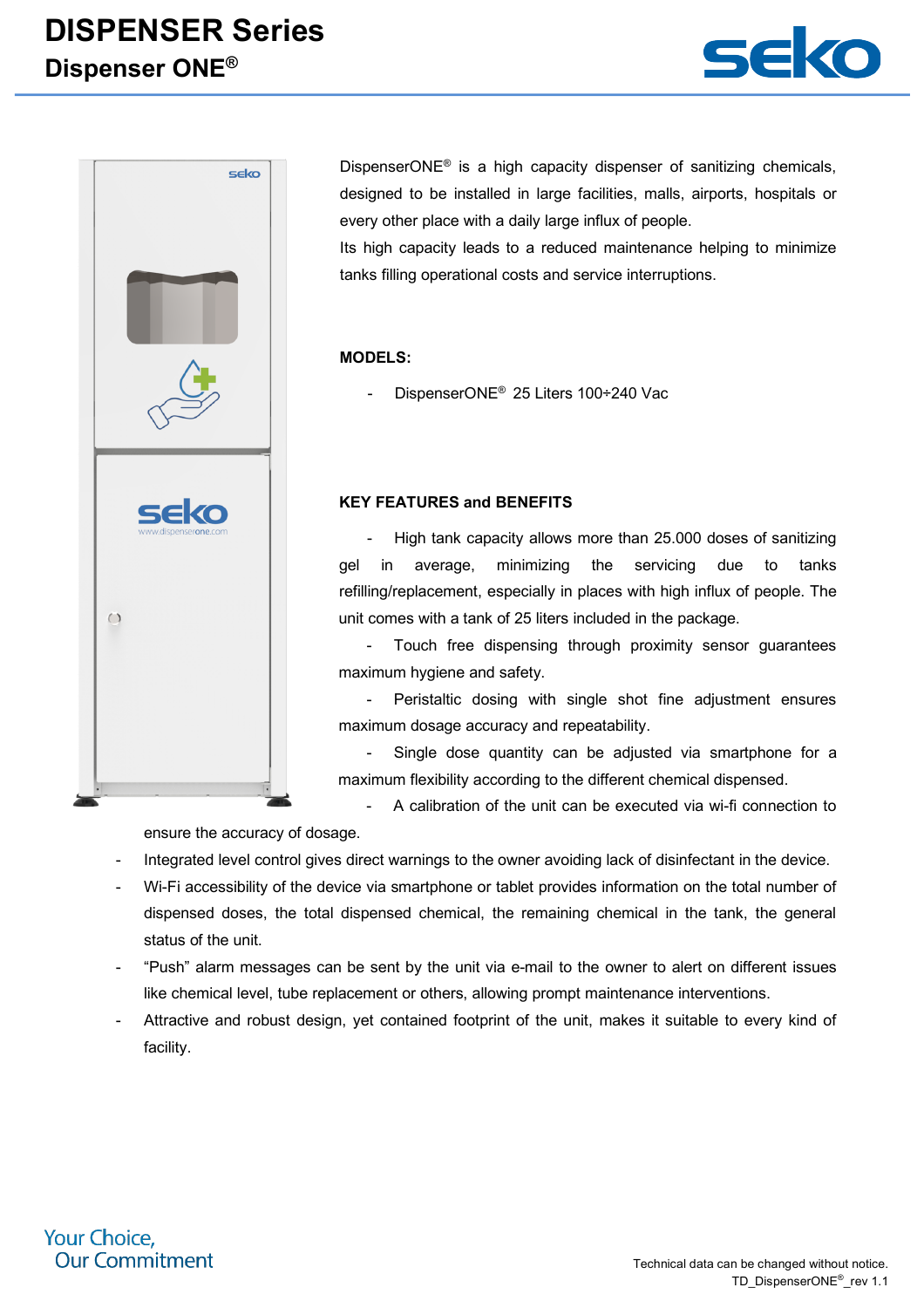# DISPENSER Series

## Dispenser ONE®

DispenserONE® is a high capacity dispenser of sanitizing chemicals, designed to be installed in large facilities, malls, airports, hospitals or every other place with a daily large influx of people.
Its high capacity leads to a reduced maintenance helping to minimize tanks filling operational costs and service interruptions.

**MODELS:**

- DispenserONE® 25 Liters 100÷240 Vac

**KEY FEATURES and BENEFITS**

- High tank capacity allows more than 25.000 doses of sanitizing gel in average, minimizing the servicing due to tanks refilling/replacement, especially in places with high influx of people. The unit comes with a tank of 25 liters included in the package.
- Touch free dispensing through proximity sensor guarantees maximum hygiene and safety.
- Peristaltic dosing with single shot fine adjustment ensures maximum dosage accuracy and repeatability.
- Single dose quantity can be adjusted via smartphone for a maximum flexibility according to the different chemical dispensed.
- A calibration of the unit can be executed via wi-fi connection to ensure the accuracy of dosage.
- Integrated level control gives direct warnings to the owner avoiding lack of disinfectant in the device.
- Wi-Fi accessibility of the device via smartphone or tablet provides information on the total number of dispensed doses, the total dispensed chemical, the remaining chemical in the tank, the general status of the unit.
- “Push” alarm messages can be sent by the unit via e-mail to the owner to alert on different issues like chemical level, tube replacement or others, allowing prompt maintenance interventions.
- Attractive and robust design, yet contained footprint of the unit, makes it suitable to every kind of facility.

Your Choice,
Our Commitment

Technical data can be changed without notice.
TD_DispenserONE®_rev 1.1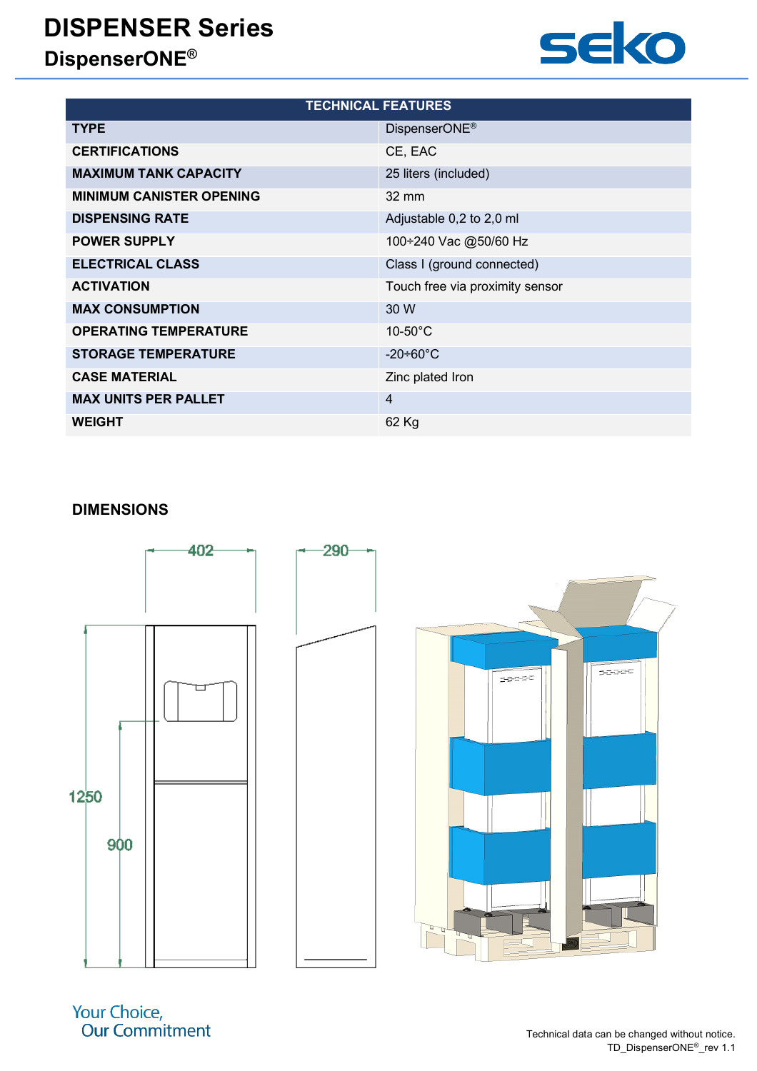# DISPENSER Series

## DispenserONE®

| TECHNICAL FEATURES | |
|---|---|
| **TYPE** | DispenserONE® |
| **CERTIFICATIONS** | CE, EAC |
| **MAXIMUM TANK CAPACITY** | 25 liters (included) |
| **MINIMUM CANISTER OPENING** | 32 mm |
| **DISPENSING RATE** | Adjustable 0,2 to 2,0 ml |
| **POWER SUPPLY** | 100÷240 Vac @50/60 Hz |
| **ELECTRICAL CLASS** | Class I (ground connected) |
| **ACTIVATION** | Touch free via proximity sensor |
| **MAX CONSUMPTION** | 30 W |
| **OPERATING TEMPERATURE** | 10-50°C |
| **STORAGE TEMPERATURE** | -20÷60°C |
| **CASE MATERIAL** | Zinc plated Iron |
| **MAX UNITS PER PALLET** | 4 |
| **WEIGHT** | 62 Kg |

### DIMENSIONS

402

290

1250

900

Your Choice,
Our Commitment

Technical data can be changed without notice.
TD_DispenserONE®_rev 1.1